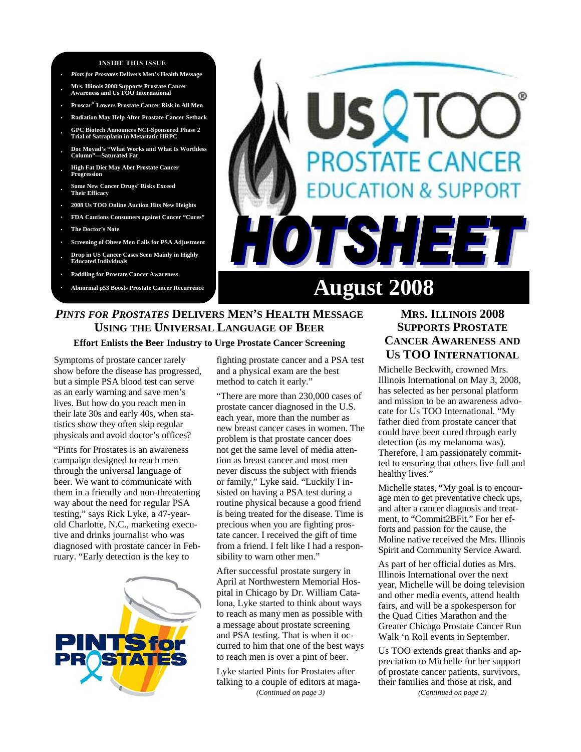# Us TOO Prostate Cancer Education & Support

# HOTSHEET

## August 2008

**INSIDE THIS ISSUE**

- *Pints for Prostates* Delivers Men's Health Message
- Mrs. Illinois 2008 Supports Prostate Cancer Awareness and Us TOO International
- Proscar® Lowers Prostate Cancer Risk in All Men
- Radiation May Help After Prostate Cancer Setback
- GPC Biotech Announces NCI-Sponsored Phase 2 Trial of Satraplatin in Metastatic HRPC
- Doc Moyad's "What Works and What Is Worthless Column"—Saturated Fat
- High Fat Diet May Abet Prostate Cancer Progression
- Some New Cancer Drugs' Risks Exceed Their Efficacy
- 2008 Us TOO Online Auction Hits New Heights
- FDA Cautions Consumers against Cancer "Cures"
- The Doctor's Note
- Screening of Obese Men Calls for PSA Adjustment
- Drop in US Cancer Cases Seen Mainly in Highly Educated Individuals
- Paddling for Prostate Cancer Awareness
- Abnormal p53 Boosts Prostate Cancer Recurrence

## *PINTS FOR PROSTATES* DELIVERS MEN'S HEALTH MESSAGE USING THE UNIVERSAL LANGUAGE OF BEER

**Effort Enlists the Beer Industry to Urge Prostate Cancer Screening**

Symptoms of prostate cancer rarely show before the disease has progressed, but a simple PSA blood test can serve as an early warning and save men's lives. But how do you reach men in their late 30s and early 40s, when statistics show they often skip regular physicals and avoid doctor's offices?

"Pints for Prostates is an awareness campaign designed to reach men through the universal language of beer. We want to communicate with them in a friendly and non-threatening way about the need for regular PSA testing," says Rick Lyke, a 47-year-old Charlotte, N.C., marketing executive and drinks journalist who was diagnosed with prostate cancer in February. "Early detection is the key to fighting prostate cancer and a PSA test and a physical exam are the best method to catch it early."

"There are more than 230,000 cases of prostate cancer diagnosed in the U.S. each year, more than the number as new breast cancer cases in women. The problem is that prostate cancer does not get the same level of media attention as breast cancer and most men never discuss the subject with friends or family," Lyke said. "Luckily I insisted on having a PSA test during a routine physical because a good friend is being treated for the disease. Time is precious when you are fighting prostate cancer. I received the gift of time from a friend. I felt like I had a responsibility to warn other men."

After successful prostate surgery in April at Northwestern Memorial Hospital in Chicago by Dr. William Catalona, Lyke started to think about ways to reach as many men as possible with a message about prostate screening and PSA testing. That is when it occurred to him that one of the best ways to reach men is over a pint of beer.

Lyke started Pints for Prostates after talking to a couple of editors at maga-

*(Continued on page 3)*

## MRS. ILLINOIS 2008 SUPPORTS PROSTATE CANCER AWARENESS AND US TOO INTERNATIONAL

Michelle Beckwith, crowned Mrs. Illinois International on May 3, 2008, has selected as her personal platform and mission to be an awareness advocate for Us TOO International. "My father died from prostate cancer that could have been cured through early detection (as my melanoma was). Therefore, I am passionately committed to ensuring that others live full and healthy lives."

Michelle states, "My goal is to encourage men to get preventative check ups, and after a cancer diagnosis and treatment, to "Commit2BFit." For her efforts and passion for the cause, the Moline native received the Mrs. Illinois Spirit and Community Service Award.

As part of her official duties as Mrs. Illinois International over the next year, Michelle will be doing television and other media events, attend health fairs, and will be a spokesperson for the Quad Cities Marathon and the Greater Chicago Prostate Cancer Run Walk 'n Roll events in September.

Us TOO extends great thanks and appreciation to Michelle for her support of prostate cancer patients, survivors, their families and those at risk, and

*(Continued on page 2)*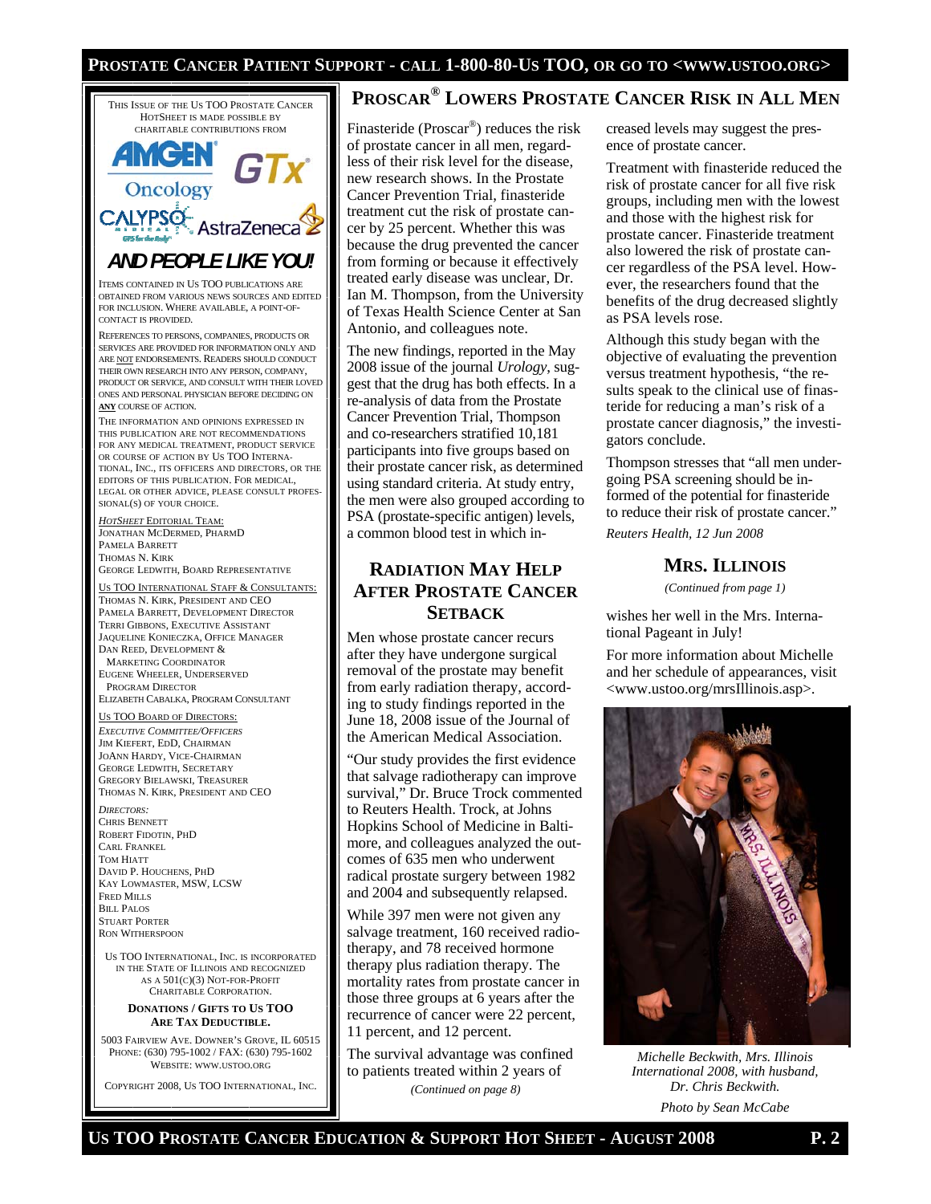This Issue of the Us TOO Prostate Cancer HotSheet is made possible by charitable contributions from

AMGEN Oncology, GTx, CALYPSO Medical, AstraZeneca

**AND PEOPLE LIKE YOU!**

Items contained in Us TOO publications are obtained from various news sources and edited for inclusion. Where available, a point-of-contact is provided.

References to persons, companies, products or services are provided for information only and are not endorsements. Readers should conduct their own research into any person, company, product or service, and consult with their loved ones and personal physician before deciding on **any** course of action.

The information and opinions expressed in this publication are not recommendations for any medical treatment, product service or course of action by Us TOO International, Inc., its officers and directors, or the editors of this publication. For medical, legal or other advice, please consult professional(s) of your choice.

*HotSheet* Editorial Team:
Jonathan McDermed, PharmD
Pamela Barrett
Thomas N. Kirk
George Ledwith, Board Representative

Us TOO International Staff & Consultants:
Thomas N. Kirk, President and CEO
Pamela Barrett, Development Director
Terri Gibbons, Executive Assistant
Jaqueline Konieczka, Office Manager
Dan Reed, Development & Marketing Coordinator
Eugene Wheeler, Underserved Program Director
Elizabeth Cabalka, Program Consultant

Us TOO Board of Directors:
*Executive Committee/Officers*
Jim Kiefert, EdD, Chairman
JoAnn Hardy, Vice-Chairman
George Ledwith, Secretary
Gregory Bielawski, Treasurer
Thomas N. Kirk, President and CEO

*Directors:*
Chris Bennett
Robert Fidotin, PhD
Carl Frankel
Tom Hiatt
David P. Houchens, PhD
Kay Lowmaster, MSW, LCSW
Fred Mills
Bill Palos
Stuart Porter
Ron Witherspoon

Us TOO International, Inc. is incorporated in the State of Illinois and recognized as a 501(c)(3) not-for-profit charitable corporation.

**Donations / Gifts to Us TOO are Tax Deductible.**

5003 Fairview Ave. Downer's Grove, IL 60515
Phone: (630) 795-1002 / Fax: (630) 795-1602
Website: www.ustoo.org

Copyright 2008, Us TOO International, Inc.

## Proscar® Lowers Prostate Cancer Risk in All Men

Finasteride (Proscar®) reduces the risk of prostate cancer in all men, regardless of their risk level for the disease, new research shows. In the Prostate Cancer Prevention Trial, finasteride treatment cut the risk of prostate cancer by 25 percent. Whether this was because the drug prevented the cancer from forming or because it effectively treated early disease was unclear, Dr. Ian M. Thompson, from the University of Texas Health Science Center at San Antonio, and colleagues note.

The new findings, reported in the May 2008 issue of the journal *Urology*, suggest that the drug has both effects. In a re-analysis of data from the Prostate Cancer Prevention Trial, Thompson and co-researchers stratified 10,181 participants into five groups based on their prostate cancer risk, as determined using standard criteria. At study entry, the men were also grouped according to PSA (prostate-specific antigen) levels, a common blood test in which increased levels may suggest the presence of prostate cancer.

Treatment with finasteride reduced the risk of prostate cancer for all five risk groups, including men with the lowest and those with the highest risk for prostate cancer. Finasteride treatment also lowered the risk of prostate cancer regardless of the PSA level. However, the researchers found that the benefits of the drug decreased slightly as PSA levels rose.

Although this study began with the objective of evaluating the prevention versus treatment hypothesis, "the results speak to the clinical use of finasteride for reducing a man's risk of a prostate cancer diagnosis," the investigators conclude.

Thompson stresses that "all men undergoing PSA screening should be informed of the potential for finasteride to reduce their risk of prostate cancer."

*Reuters Health, 12 Jun 2008*

## Radiation May Help After Prostate Cancer Setback

Men whose prostate cancer recurs after they have undergone surgical removal of the prostate may benefit from early radiation therapy, according to study findings reported in the June 18, 2008 issue of the Journal of the American Medical Association.

"Our study provides the first evidence that salvage radiotherapy can improve survival," Dr. Bruce Trock commented to Reuters Health. Trock, at Johns Hopkins School of Medicine in Baltimore, and colleagues analyzed the outcomes of 635 men who underwent radical prostate surgery between 1982 and 2004 and subsequently relapsed.

While 397 men were not given any salvage treatment, 160 received radiotherapy, and 78 received hormone therapy plus radiation therapy. The mortality rates from prostate cancer in those three groups at 6 years after the recurrence of cancer were 22 percent, 11 percent, and 12 percent.

The survival advantage was confined to patients treated within 2 years of

*(Continued on page 8)*

## Mrs. Illinois

*(Continued from page 1)*

wishes her well in the Mrs. International Pageant in July!

For more information about Michelle and her schedule of appearances, visit <www.ustoo.org/mrsIllinois.asp>.

*Michelle Beckwith, Mrs. Illinois International 2008, with husband, Dr. Chris Beckwith.*

*Photo by Sean McCabe*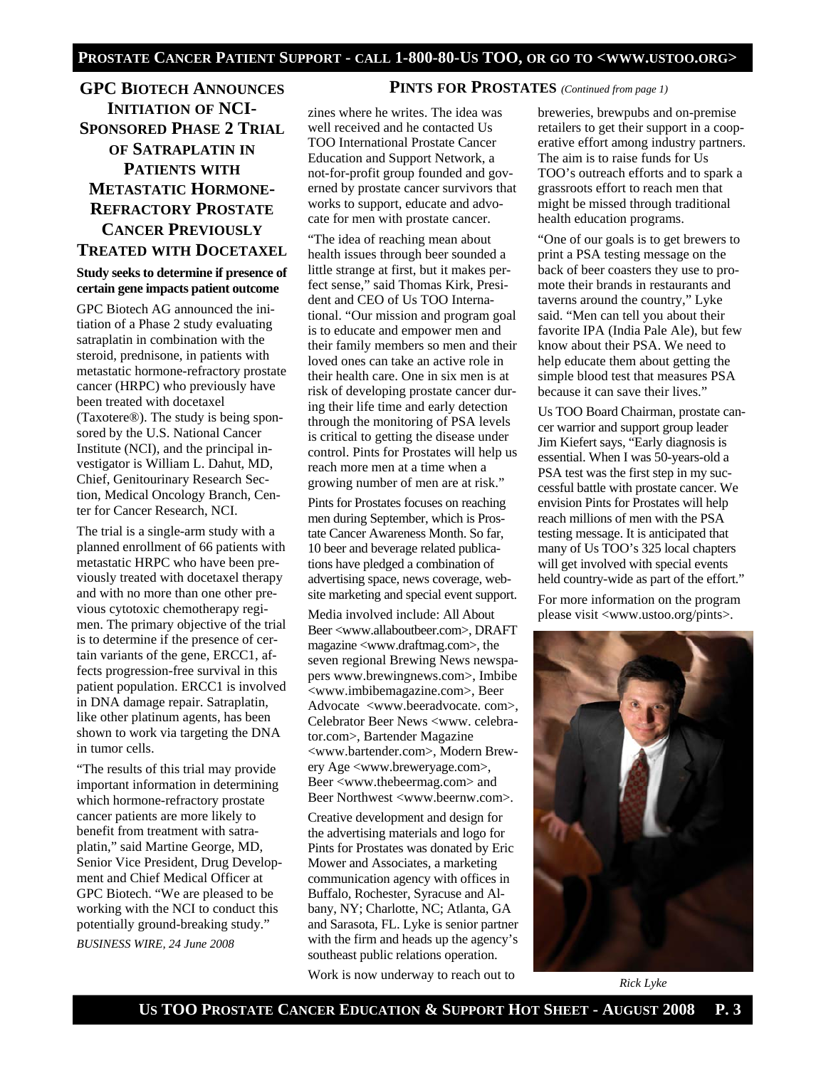## GPC Biotech Announces Initiation of NCI-Sponsored Phase 2 Trial of Satraplatin in Patients with Metastatic Hormone-Refractory Prostate Cancer Previously Treated with Docetaxel

**Study seeks to determine if presence of certain gene impacts patient outcome**

GPC Biotech AG announced the initiation of a Phase 2 study evaluating satraplatin in combination with the steroid, prednisone, in patients with metastatic hormone-refractory prostate cancer (HRPC) who previously have been treated with docetaxel (Taxotere®). The study is being sponsored by the U.S. National Cancer Institute (NCI), and the principal investigator is William L. Dahut, MD, Chief, Genitourinary Research Section, Medical Oncology Branch, Center for Cancer Research, NCI.

The trial is a single-arm study with a planned enrollment of 66 patients with metastatic HRPC who have been previously treated with docetaxel therapy and with no more than one other previous cytotoxic chemotherapy regimen. The primary objective of the trial is to determine if the presence of certain variants of the gene, ERCC1, affects progression-free survival in this patient population. ERCC1 is involved in DNA damage repair. Satraplatin, like other platinum agents, has been shown to work via targeting the DNA in tumor cells.

"The results of this trial may provide important information in determining which hormone-refractory prostate cancer patients are more likely to benefit from treatment with satraplatin," said Martine George, MD, Senior Vice President, Drug Development and Chief Medical Officer at GPC Biotech. "We are pleased to be working with the NCI to conduct this potentially ground-breaking study."

*BUSINESS WIRE, 24 June 2008*

## Pints for Prostates *(Continued from page 1)*

zines where he writes. The idea was well received and he contacted Us TOO International Prostate Cancer Education and Support Network, a not-for-profit group founded and governed by prostate cancer survivors that works to support, educate and advocate for men with prostate cancer.

"The idea of reaching mean about health issues through beer sounded a little strange at first, but it makes perfect sense," said Thomas Kirk, President and CEO of Us TOO International. "Our mission and program goal is to educate and empower men and their family members so men and their loved ones can take an active role in their health care. One in six men is at risk of developing prostate cancer during their life time and early detection through the monitoring of PSA levels is critical to getting the disease under control. Pints for Prostates will help us reach more men at a time when a growing number of men are at risk."

Pints for Prostates focuses on reaching men during September, which is Prostate Cancer Awareness Month. So far, 10 beer and beverage related publications have pledged a combination of advertising space, news coverage, website marketing and special event support.

Media involved include: All About Beer <www.allaboutbeer.com>, DRAFT magazine <www.draftmag.com>, the seven regional Brewing News newspapers www.brewingnews.com>, Imbibe <www.imbibemagazine.com>, Beer Advocate <www.beeradvocate. com>, Celebrator Beer News <www. celebrator.com>, Bartender Magazine <www.bartender.com>, Modern Brewery Age <www.breweryage.com>, Beer <www.thebeermag.com> and Beer Northwest <www.beernw.com>.

Creative development and design for the advertising materials and logo for Pints for Prostates was donated by Eric Mower and Associates, a marketing communication agency with offices in Buffalo, Rochester, Syracuse and Albany, NY; Charlotte, NC; Atlanta, GA and Sarasota, FL. Lyke is senior partner with the firm and heads up the agency's southeast public relations operation.

Work is now underway to reach out to breweries, brewpubs and on-premise retailers to get their support in a cooperative effort among industry partners. The aim is to raise funds for Us TOO's outreach efforts and to spark a grassroots effort to reach men that might be missed through traditional health education programs.

"One of our goals is to get brewers to print a PSA testing message on the back of beer coasters they use to promote their brands in restaurants and taverns around the country," Lyke said. "Men can tell you about their favorite IPA (India Pale Ale), but few know about their PSA. We need to help educate them about getting the simple blood test that measures PSA because it can save their lives."

Us TOO Board Chairman, prostate cancer warrior and support group leader Jim Kiefert says, "Early diagnosis is essential. When I was 50-years-old a PSA test was the first step in my successful battle with prostate cancer. We envision Pints for Prostates will help reach millions of men with the PSA testing message. It is anticipated that many of Us TOO's 325 local chapters will get involved with special events held country-wide as part of the effort."

For more information on the program please visit <www.ustoo.org/pints>.

*Rick Lyke*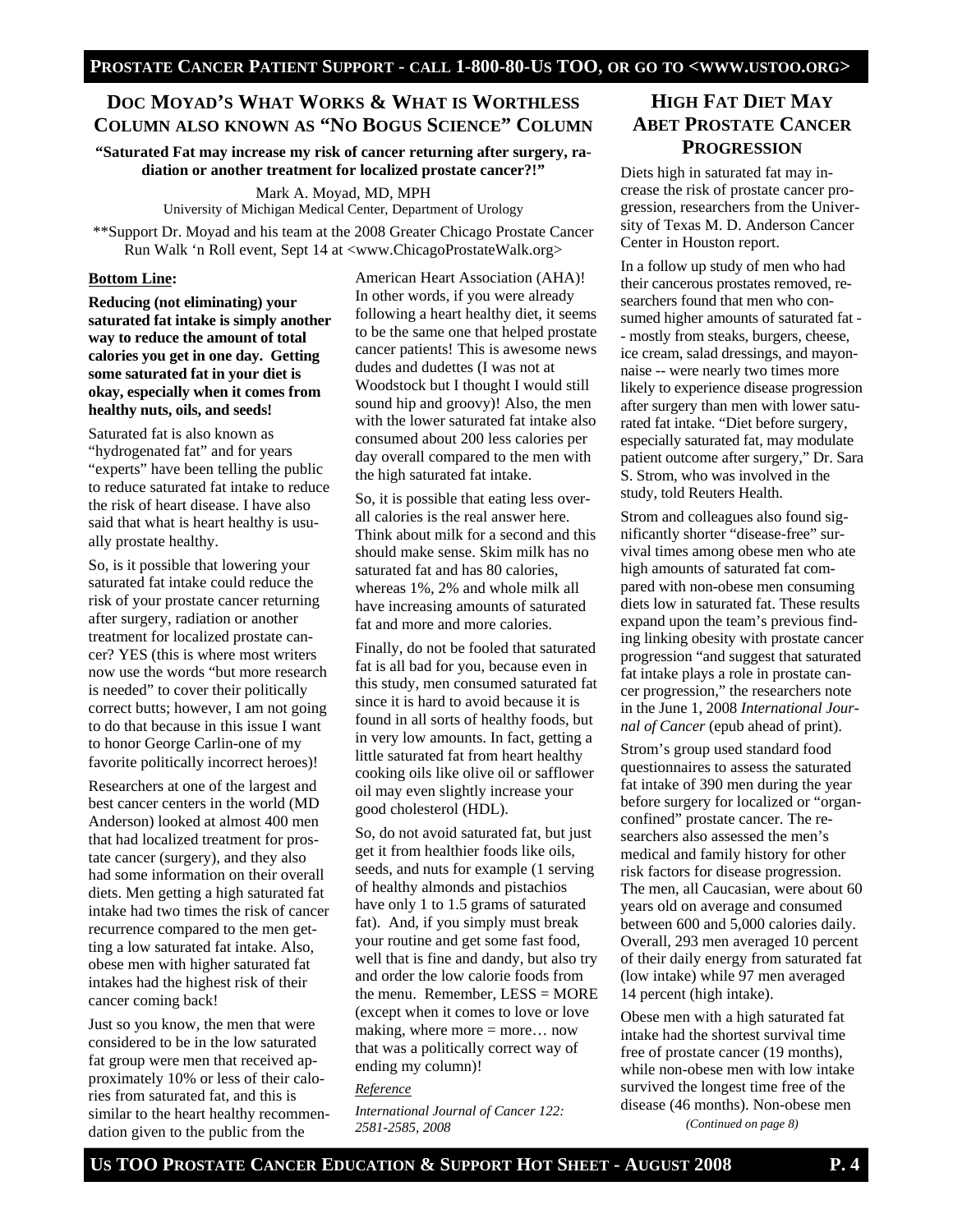## Doc Moyad's What Works & What is Worthless Column also known as "No Bogus Science" Column

**"Saturated Fat may increase my risk of cancer returning after surgery, radiation or another treatment for localized prostate cancer?!"**

Mark A. Moyad, MD, MPH
University of Michigan Medical Center, Department of Urology

**Support Dr. Moyad and his team at the 2008 Greater Chicago Prostate Cancer Run Walk 'n Roll event, Sept 14 at <www.ChicagoProstateWalk.org>

**Bottom Line:**

**Reducing (not eliminating) your saturated fat intake is simply another way to reduce the amount of total calories you get in one day. Getting some saturated fat in your diet is okay, especially when it comes from healthy nuts, oils, and seeds!**

Saturated fat is also known as "hydrogenated fat" and for years "experts" have been telling the public to reduce saturated fat intake to reduce the risk of heart disease. I have also said that what is heart healthy is usually prostate healthy.

So, is it possible that lowering your saturated fat intake could reduce the risk of your prostate cancer returning after surgery, radiation or another treatment for localized prostate cancer? YES (this is where most writers now use the words "but more research is needed" to cover their politically correct butts; however, I am not going to do that because in this issue I want to honor George Carlin-one of my favorite politically incorrect heroes)!

Researchers at one of the largest and best cancer centers in the world (MD Anderson) looked at almost 400 men that had localized treatment for prostate cancer (surgery), and they also had some information on their overall diets. Men getting a high saturated fat intake had two times the risk of cancer recurrence compared to the men getting a low saturated fat intake. Also, obese men with higher saturated fat intakes had the highest risk of their cancer coming back!

Just so you know, the men that were considered to be in the low saturated fat group were men that received approximately 10% or less of their calories from saturated fat, and this is similar to the heart healthy recommendation given to the public from the American Heart Association (AHA)! In other words, if you were already following a heart healthy diet, it seems to be the same one that helped prostate cancer patients! This is awesome news dudes and dudettes (I was not at Woodstock but I thought I would still sound hip and groovy)! Also, the men with the lower saturated fat intake also consumed about 200 less calories per day overall compared to the men with the high saturated fat intake.

So, it is possible that eating less overall calories is the real answer here. Think about milk for a second and this should make sense. Skim milk has no saturated fat and has 80 calories, whereas 1%, 2% and whole milk all have increasing amounts of saturated fat and more and more calories.

Finally, do not be fooled that saturated fat is all bad for you, because even in this study, men consumed saturated fat since it is hard to avoid because it is found in all sorts of healthy foods, but in very low amounts. In fact, getting a little saturated fat from heart healthy cooking oils like olive oil or safflower oil may even slightly increase your good cholesterol (HDL).

So, do not avoid saturated fat, but just get it from healthier foods like oils, seeds, and nuts for example (1 serving of healthy almonds and pistachios have only 1 to 1.5 grams of saturated fat). And, if you simply must break your routine and get some fast food, well that is fine and dandy, but also try and order the low calorie foods from the menu. Remember, LESS = MORE (except when it comes to love or love making, where more = more… now that was a politically correct way of ending my column)!

*Reference*

*International Journal of Cancer 122: 2581-2585, 2008*

## High Fat Diet May Abet Prostate Cancer Progression

Diets high in saturated fat may increase the risk of prostate cancer progression, researchers from the University of Texas M. D. Anderson Cancer Center in Houston report.

In a follow up study of men who had their cancerous prostates removed, researchers found that men who consumed higher amounts of saturated fat -- mostly from steaks, burgers, cheese, ice cream, salad dressings, and mayonnaise -- were nearly two times more likely to experience disease progression after surgery than men with lower saturated fat intake. "Diet before surgery, especially saturated fat, may modulate patient outcome after surgery," Dr. Sara S. Strom, who was involved in the study, told Reuters Health.

Strom and colleagues also found significantly shorter "disease-free" survival times among obese men who ate high amounts of saturated fat compared with non-obese men consuming diets low in saturated fat. These results expand upon the team's previous finding linking obesity with prostate cancer progression "and suggest that saturated fat intake plays a role in prostate cancer progression," the researchers note in the June 1, 2008 *International Journal of Cancer* (epub ahead of print).

Strom's group used standard food questionnaires to assess the saturated fat intake of 390 men during the year before surgery for localized or "organ-confined" prostate cancer. The researchers also assessed the men's medical and family history for other risk factors for disease progression. The men, all Caucasian, were about 60 years old on average and consumed between 600 and 5,000 calories daily. Overall, 293 men averaged 10 percent of their daily energy from saturated fat (low intake) while 97 men averaged 14 percent (high intake).

Obese men with a high saturated fat intake had the shortest survival time free of prostate cancer (19 months), while non-obese men with low intake survived the longest time free of the disease (46 months). Non-obese men

*(Continued on page 8)*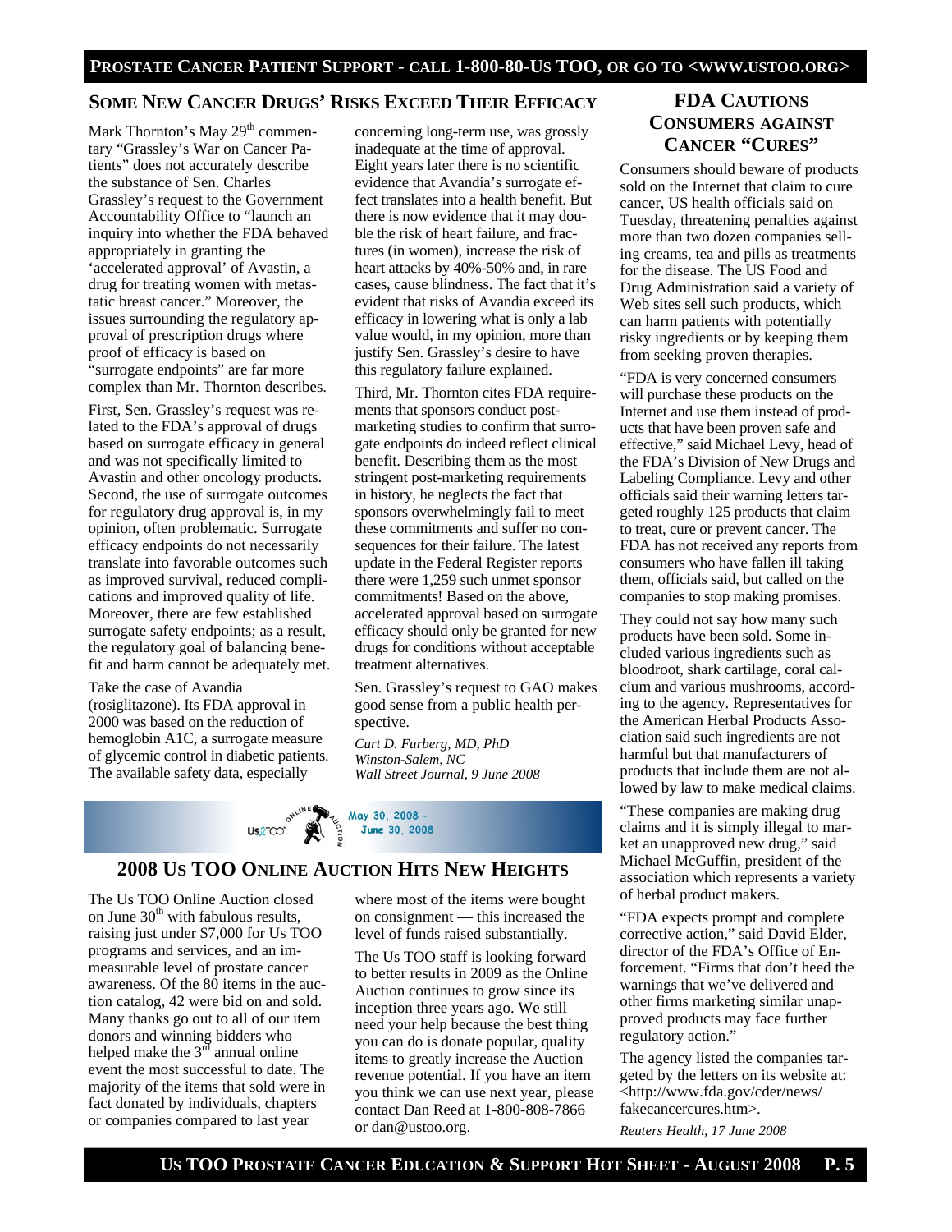## SOME NEW CANCER DRUGS' RISKS EXCEED THEIR EFFICACY

Mark Thornton's May 29th commentary "Grassley's War on Cancer Patients" does not accurately describe the substance of Sen. Charles Grassley's request to the Government Accountability Office to "launch an inquiry into whether the FDA behaved appropriately in granting the 'accelerated approval' of Avastin, a drug for treating women with metastatic breast cancer." Moreover, the issues surrounding the regulatory approval of prescription drugs where proof of efficacy is based on "surrogate endpoints" are far more complex than Mr. Thornton describes.

First, Sen. Grassley's request was related to the FDA's approval of drugs based on surrogate efficacy in general and was not specifically limited to Avastin and other oncology products. Second, the use of surrogate outcomes for regulatory drug approval is, in my opinion, often problematic. Surrogate efficacy endpoints do not necessarily translate into favorable outcomes such as improved survival, reduced complications and improved quality of life. Moreover, there are few established surrogate safety endpoints; as a result, the regulatory goal of balancing benefit and harm cannot be adequately met.

Take the case of Avandia (rosiglitazone). Its FDA approval in 2000 was based on the reduction of hemoglobin A1C, a surrogate measure of glycemic control in diabetic patients. The available safety data, especially concerning long-term use, was grossly inadequate at the time of approval. Eight years later there is no scientific evidence that Avandia's surrogate effect translates into a health benefit. But there is now evidence that it may double the risk of heart failure, and fractures (in women), increase the risk of heart attacks by 40%-50% and, in rare cases, cause blindness. The fact that it's evident that risks of Avandia exceed its efficacy in lowering what is only a lab value would, in my opinion, more than justify Sen. Grassley's desire to have this regulatory failure explained.

Third, Mr. Thornton cites FDA requirements that sponsors conduct post-marketing studies to confirm that surrogate endpoints do indeed reflect clinical benefit. Describing them as the most stringent post-marketing requirements in history, he neglects the fact that sponsors overwhelmingly fail to meet these commitments and suffer no consequences for their failure. The latest update in the Federal Register reports there were 1,259 such unmet sponsor commitments! Based on the above, accelerated approval based on surrogate efficacy should only be granted for new drugs for conditions without acceptable treatment alternatives.

Sen. Grassley's request to GAO makes good sense from a public health perspective.

*Curt D. Furberg, MD, PhD*
*Winston-Salem, NC*
*Wall Street Journal, 9 June 2008*

Us TOO Online Auction May 30, 2008 - June 30, 2008

## 2008 US TOO ONLINE AUCTION HITS NEW HEIGHTS

The Us TOO Online Auction closed on June 30th with fabulous results, raising just under $7,000 for Us TOO programs and services, and an immeasurable level of prostate cancer awareness. Of the 80 items in the auction catalog, 42 were bid on and sold. Many thanks go out to all of our item donors and winning bidders who helped make the 3rd annual online event the most successful to date. The majority of the items that sold were in fact donated by individuals, chapters or companies compared to last year where most of the items were bought on consignment — this increased the level of funds raised substantially.

The Us TOO staff is looking forward to better results in 2009 as the Online Auction continues to grow since its inception three years ago. We still need your help because the best thing you can do is donate popular, quality items to greatly increase the Auction revenue potential. If you have an item you think we can use next year, please contact Dan Reed at 1-800-808-7866 or dan@ustoo.org.

## FDA CAUTIONS CONSUMERS AGAINST CANCER "CURES"

Consumers should beware of products sold on the Internet that claim to cure cancer, US health officials said on Tuesday, threatening penalties against more than two dozen companies selling creams, tea and pills as treatments for the disease. The US Food and Drug Administration said a variety of Web sites sell such products, which can harm patients with potentially risky ingredients or by keeping them from seeking proven therapies.

"FDA is very concerned consumers will purchase these products on the Internet and use them instead of products that have been proven safe and effective," said Michael Levy, head of the FDA's Division of New Drugs and Labeling Compliance. Levy and other officials said their warning letters targeted roughly 125 products that claim to treat, cure or prevent cancer. The FDA has not received any reports from consumers who have fallen ill taking them, officials said, but called on the companies to stop making promises.

They could not say how many such products have been sold. Some included various ingredients such as bloodroot, shark cartilage, coral calcium and various mushrooms, according to the agency. Representatives for the American Herbal Products Association said such ingredients are not harmful but that manufacturers of products that include them are not allowed by law to make medical claims.

"These companies are making drug claims and it is simply illegal to market an unapproved new drug," said Michael McGuffin, president of the association which represents a variety of herbal product makers.

"FDA expects prompt and complete corrective action," said David Elder, director of the FDA's Office of Enforcement. "Firms that don't heed the warnings that we've delivered and other firms marketing similar unapproved products may face further regulatory action."

The agency listed the companies targeted by the letters on its website at: <http://www.fda.gov/cder/news/fakecancercures.htm>.

*Reuters Health, 17 June 2008*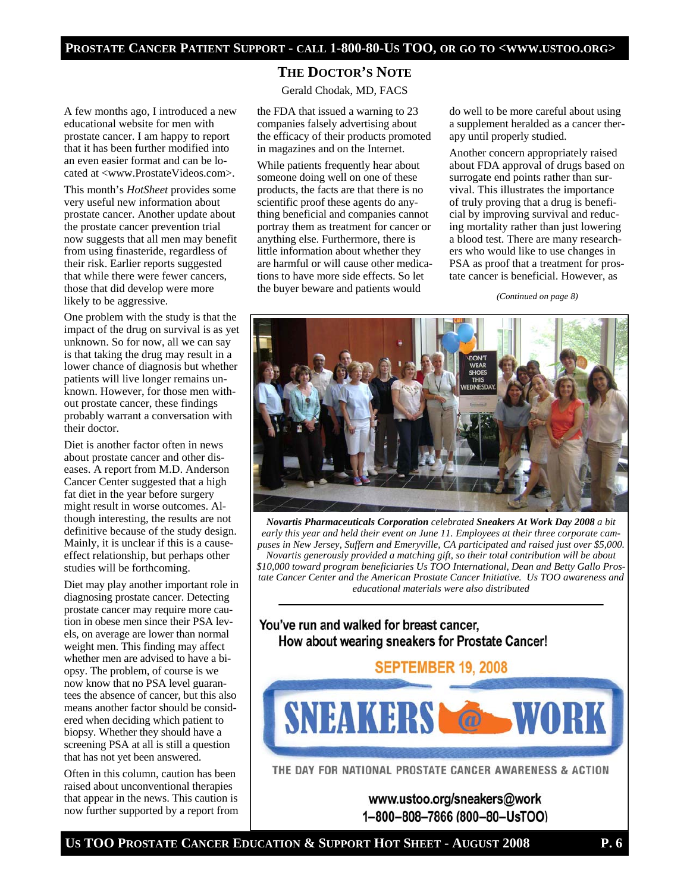## THE DOCTOR'S NOTE

Gerald Chodak, MD, FACS

A few months ago, I introduced a new educational website for men with prostate cancer. I am happy to report that it has been further modified into an even easier format and can be located at <www.ProstateVideos.com>.

This month's *HotSheet* provides some very useful new information about prostate cancer. Another update about the prostate cancer prevention trial now suggests that all men may benefit from using finasteride, regardless of their risk. Earlier reports suggested that while there were fewer cancers, those that did develop were more likely to be aggressive.

One problem with the study is that the impact of the drug on survival is as yet unknown. So for now, all we can say is that taking the drug may result in a lower chance of diagnosis but whether patients will live longer remains unknown. However, for those men without prostate cancer, these findings probably warrant a conversation with their doctor.

Diet is another factor often in news about prostate cancer and other diseases. A report from M.D. Anderson Cancer Center suggested that a high fat diet in the year before surgery might result in worse outcomes. Although interesting, the results are not definitive because of the study design. Mainly, it is unclear if this is a cause-effect relationship, but perhaps other studies will be forthcoming.

Diet may play another important role in diagnosing prostate cancer. Detecting prostate cancer may require more caution in obese men since their PSA levels, on average are lower than normal weight men. This finding may affect whether men are advised to have a biopsy. The problem, of course is we now know that no PSA level guarantees the absence of cancer, but this also means another factor should be considered when deciding which patient to biopsy. Whether they should have a screening PSA at all is still a question that has not yet been answered.

Often in this column, caution has been raised about unconventional therapies that appear in the news. This caution is now further supported by a report from the FDA that issued a warning to 23 companies falsely advertising about the efficacy of their products promoted in magazines and on the Internet.

While patients frequently hear about someone doing well on one of these products, the facts are that there is no scientific proof these agents do anything beneficial and companies cannot portray them as treatment for cancer or anything else. Furthermore, there is little information about whether they are harmful or will cause other medications to have more side effects. So let the buyer beware and patients would do well to be more careful about using a supplement heralded as a cancer therapy until properly studied.

Another concern appropriately raised about FDA approval of drugs based on surrogate end points rather than survival. This illustrates the importance of truly proving that a drug is beneficial by improving survival and reducing mortality rather than just lowering a blood test. There are many researchers who would like to use changes in PSA as proof that a treatment for prostate cancer is beneficial. However, as

*(Continued on page 8)*

***Novartis Pharmaceuticals Corporation*** *celebrated* ***Sneakers At Work Day 2008*** *a bit early this year and held their event on June 11. Employees at their three corporate campuses in New Jersey, Suffern and Emeryville, CA participated and raised just over $5,000. Novartis generously provided a matching gift, so their total contribution will be about $10,000 toward program beneficiaries Us TOO International, Dean and Betty Gallo Prostate Cancer Center and the American Prostate Cancer Initiative. Us TOO awareness and educational materials were also distributed*

**You've run and walked for breast cancer, How about wearing sneakers for Prostate Cancer!**

**SEPTEMBER 19, 2008**

**SNEAKERS @ WORK**

THE DAY FOR NATIONAL PROSTATE CANCER AWARENESS & ACTION

**www.ustoo.org/sneakers@work**
**1–800–808–7866 (800–80–UsTOO)**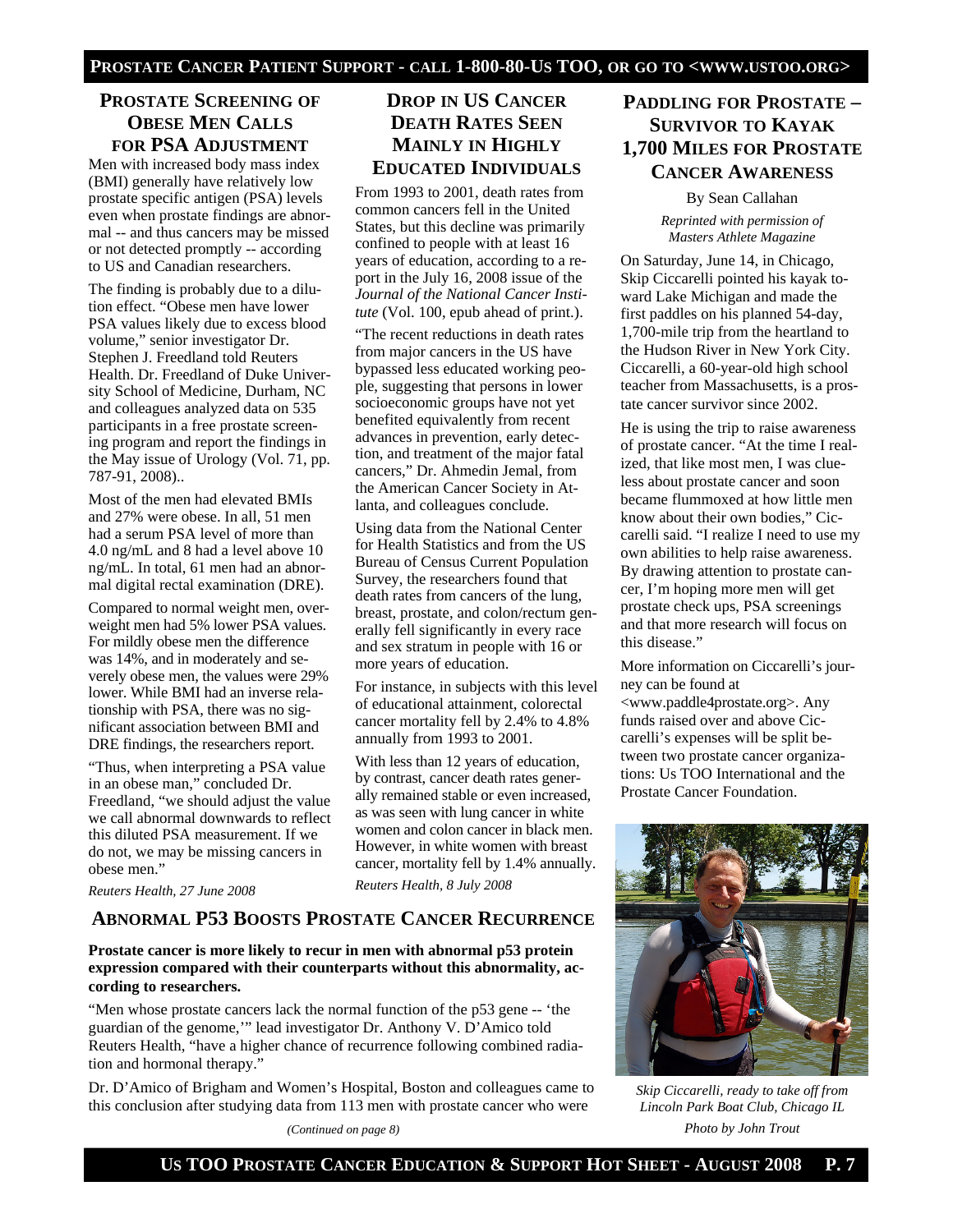## Prostate Screening of Obese Men Calls for PSA Adjustment

Men with increased body mass index (BMI) generally have relatively low prostate specific antigen (PSA) levels even when prostate findings are abnormal -- and thus cancers may be missed or not detected promptly -- according to US and Canadian researchers.

The finding is probably due to a dilution effect. "Obese men have lower PSA values likely due to excess blood volume," senior investigator Dr. Stephen J. Freedland told Reuters Health. Dr. Freedland of Duke University School of Medicine, Durham, NC and colleagues analyzed data on 535 participants in a free prostate screening program and report the findings in the May issue of Urology (Vol. 71, pp. 787-91, 2008)..

Most of the men had elevated BMIs and 27% were obese. In all, 51 men had a serum PSA level of more than 4.0 ng/mL and 8 had a level above 10 ng/mL. In total, 61 men had an abnormal digital rectal examination (DRE).

Compared to normal weight men, overweight men had 5% lower PSA values. For mildly obese men the difference was 14%, and in moderately and severely obese men, the values were 29% lower. While BMI had an inverse relationship with PSA, there was no significant association between BMI and DRE findings, the researchers report.

"Thus, when interpreting a PSA value in an obese man," concluded Dr. Freedland, "we should adjust the value we call abnormal downwards to reflect this diluted PSA measurement. If we do not, we may be missing cancers in obese men."

*Reuters Health, 27 June 2008*

## Drop in US Cancer Death Rates Seen Mainly in Highly Educated Individuals

From 1993 to 2001, death rates from common cancers fell in the United States, but this decline was primarily confined to people with at least 16 years of education, according to a report in the July 16, 2008 issue of the *Journal of the National Cancer Institute* (Vol. 100, epub ahead of print.).

"The recent reductions in death rates from major cancers in the US have bypassed less educated working people, suggesting that persons in lower socioeconomic groups have not yet benefited equivalently from recent advances in prevention, early detection, and treatment of the major fatal cancers," Dr. Ahmedin Jemal, from the American Cancer Society in Atlanta, and colleagues conclude.

Using data from the National Center for Health Statistics and from the US Bureau of Census Current Population Survey, the researchers found that death rates from cancers of the lung, breast, prostate, and colon/rectum generally fell significantly in every race and sex stratum in people with 16 or more years of education.

For instance, in subjects with this level of educational attainment, colorectal cancer mortality fell by 2.4% to 4.8% annually from 1993 to 2001.

With less than 12 years of education, by contrast, cancer death rates generally remained stable or even increased, as was seen with lung cancer in white women and colon cancer in black men. However, in white women with breast cancer, mortality fell by 1.4% annually.

*Reuters Health, 8 July 2008*

## Paddling for Prostate – Survivor to Kayak 1,700 Miles for Prostate Cancer Awareness

By Sean Callahan

*Reprinted with permission of Masters Athlete Magazine*

On Saturday, June 14, in Chicago, Skip Ciccarelli pointed his kayak toward Lake Michigan and made the first paddles on his planned 54-day, 1,700-mile trip from the heartland to the Hudson River in New York City. Ciccarelli, a 60-year-old high school teacher from Massachusetts, is a prostate cancer survivor since 2002.

He is using the trip to raise awareness of prostate cancer. "At the time I realized, that like most men, I was clueless about prostate cancer and soon became flummoxed at how little men know about their own bodies," Ciccarelli said. "I realize I need to use my own abilities to help raise awareness. By drawing attention to prostate cancer, I'm hoping more men will get prostate check ups, PSA screenings and that more research will focus on this disease."

More information on Ciccarelli's journey can be found at <www.paddle4prostate.org>. Any funds raised over and above Ciccarelli's expenses will be split between two prostate cancer organizations: Us TOO International and the Prostate Cancer Foundation.

*Skip Ciccarelli, ready to take off from Lincoln Park Boat Club, Chicago IL*

*Photo by John Trout*

## Abnormal P53 Boosts Prostate Cancer Recurrence

**Prostate cancer is more likely to recur in men with abnormal p53 protein expression compared with their counterparts without this abnormality, according to researchers.**

"Men whose prostate cancers lack the normal function of the p53 gene -- 'the guardian of the genome,'" lead investigator Dr. Anthony V. D'Amico told Reuters Health, "have a higher chance of recurrence following combined radiation and hormonal therapy."

Dr. D'Amico of Brigham and Women's Hospital, Boston and colleagues came to this conclusion after studying data from 113 men with prostate cancer who were

*(Continued on page 8)*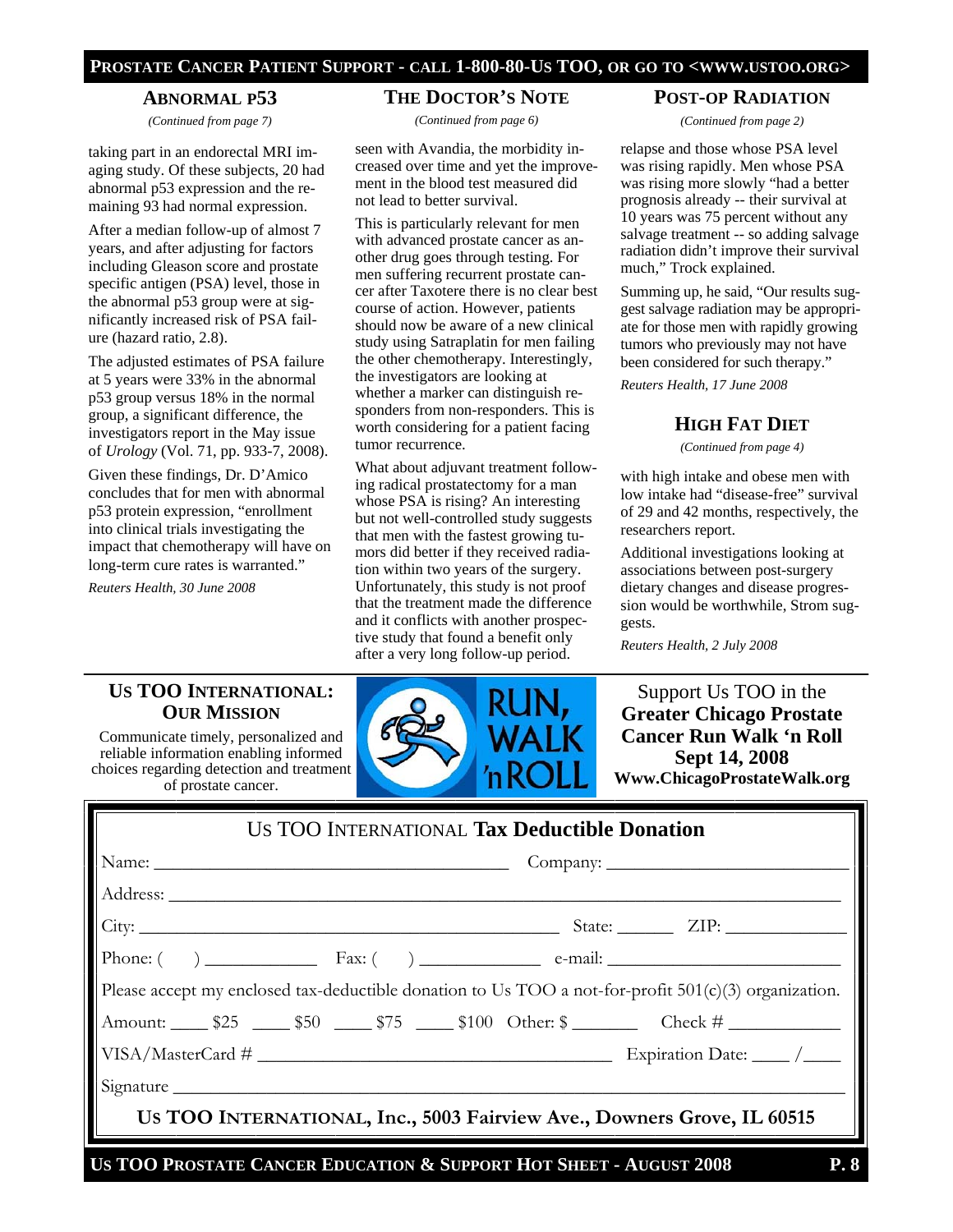## ABNORMAL P53

*(Continued from page 7)*

taking part in an endorectal MRI imaging study. Of these subjects, 20 had abnormal p53 expression and the remaining 93 had normal expression.

After a median follow-up of almost 7 years, and after adjusting for factors including Gleason score and prostate specific antigen (PSA) level, those in the abnormal p53 group were at significantly increased risk of PSA failure (hazard ratio, 2.8).

The adjusted estimates of PSA failure at 5 years were 33% in the abnormal p53 group versus 18% in the normal group, a significant difference, the investigators report in the May issue of *Urology* (Vol. 71, pp. 933-7, 2008).

Given these findings, Dr. D'Amico concludes that for men with abnormal p53 protein expression, "enrollment into clinical trials investigating the impact that chemotherapy will have on long-term cure rates is warranted."

*Reuters Health, 30 June 2008*

## THE DOCTOR'S NOTE

*(Continued from page 6)*

seen with Avandia, the morbidity increased over time and yet the improvement in the blood test measured did not lead to better survival.

This is particularly relevant for men with advanced prostate cancer as another drug goes through testing. For men suffering recurrent prostate cancer after Taxotere there is no clear best course of action. However, patients should now be aware of a new clinical study using Satraplatin for men failing the other chemotherapy. Interestingly, the investigators are looking at whether a marker can distinguish responders from non-responders. This is worth considering for a patient facing tumor recurrence.

What about adjuvant treatment following radical prostatectomy for a man whose PSA is rising? An interesting but not well-controlled study suggests that men with the fastest growing tumors did better if they received radiation within two years of the surgery. Unfortunately, this study is not proof that the treatment made the difference and it conflicts with another prospective study that found a benefit only after a very long follow-up period.

## POST-OP RADIATION

*(Continued from page 2)*

relapse and those whose PSA level was rising rapidly. Men whose PSA was rising more slowly "had a better prognosis already -- their survival at 10 years was 75 percent without any salvage treatment -- so adding salvage radiation didn't improve their survival much," Trock explained.

Summing up, he said, "Our results suggest salvage radiation may be appropriate for those men with rapidly growing tumors who previously may not have been considered for such therapy."

*Reuters Health, 17 June 2008*

## HIGH FAT DIET

*(Continued from page 4)*

with high intake and obese men with low intake had "disease-free" survival of 29 and 42 months, respectively, the researchers report.

Additional investigations looking at associations between post-surgery dietary changes and disease progression would be worthwhile, Strom suggests.

*Reuters Health, 2 July 2008*

---

## US TOO INTERNATIONAL: OUR MISSION

Communicate timely, personalized and reliable information enabling informed choices regarding detection and treatment of prostate cancer.

RUN, WALK 'n ROLL

Support Us TOO in the **Greater Chicago Prostate Cancer Run Walk 'n Roll Sept 14, 2008**
**Www.ChicagoProstateWalk.org**

---

### US TOO INTERNATIONAL **Tax Deductible Donation**

Name: ______________________ Company: ______________________

Address: ____________________________________________

City: ______________________ State: ______ ZIP: ____________

Phone: ( ) ____________ Fax: ( ) ____________ e-mail: ______________________

Please accept my enclosed tax-deductible donation to Us TOO a not-for-profit 501(c)(3) organization.

Amount: ____ $25 ____ $50 ____ $75 ____ $100 Other: $ _______ Check # ___________

VISA/MasterCard # ______________________________ Expiration Date: ____ /____

Signature ____________________________________________

**US TOO INTERNATIONAL, Inc., 5003 Fairview Ave., Downers Grove, IL 60515**